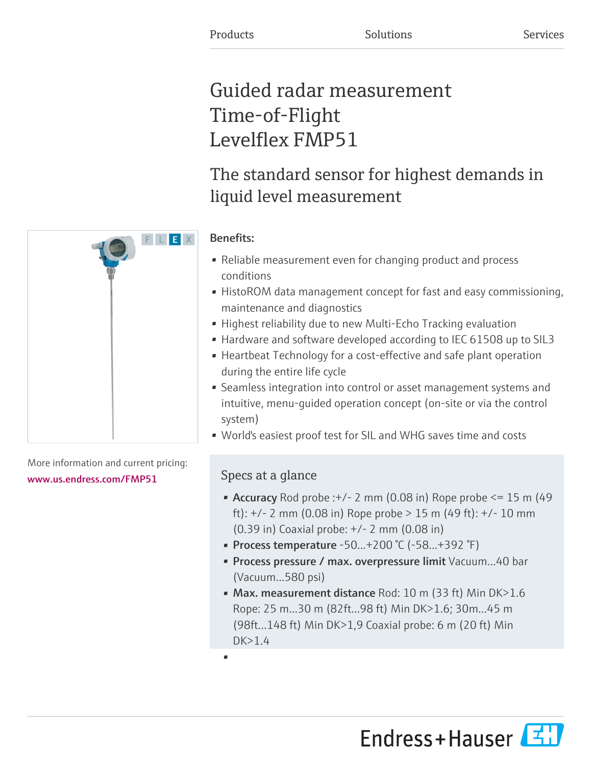Products Solutions Services

# Guided radar measurement Time-of-Flight Levelflex FMP51

## The standard sensor for highest demands in liquid level measurement

More information and current pricing:
www.us.endress.com/FMP51

**Benefits:**

- Reliable measurement even for changing product and process conditions
- HistoROM data management concept for fast and easy commissioning, maintenance and diagnostics
- Highest reliability due to new Multi-Echo Tracking evaluation
- Hardware and software developed according to IEC 61508 up to SIL3
- Heartbeat Technology for a cost-effective and safe plant operation during the entire life cycle
- Seamless integration into control or asset management systems and intuitive, menu-guided operation concept (on-site or via the control system)
- World's easiest proof test for SIL and WHG saves time and costs

### Specs at a glance

- **Accuracy** Rod probe :+/- 2 mm (0.08 in) Rope probe <= 15 m (49 ft): +/- 2 mm (0.08 in) Rope probe > 15 m (49 ft): +/- 10 mm (0.39 in) Coaxial probe: +/- 2 mm (0.08 in)
- **Process temperature** -50...+200 °C (-58...+392 °F)
- **Process pressure / max. overpressure limit** Vacuum...40 bar (Vacuum...580 psi)
- **Max. measurement distance** Rod: 10 m (33 ft) Min DK>1.6 Rope: 25 m...30 m (82ft...98 ft) Min DK>1.6; 30m...45 m (98ft...148 ft) Min DK>1,9 Coaxial probe: 6 m (20 ft) Min DK>1.4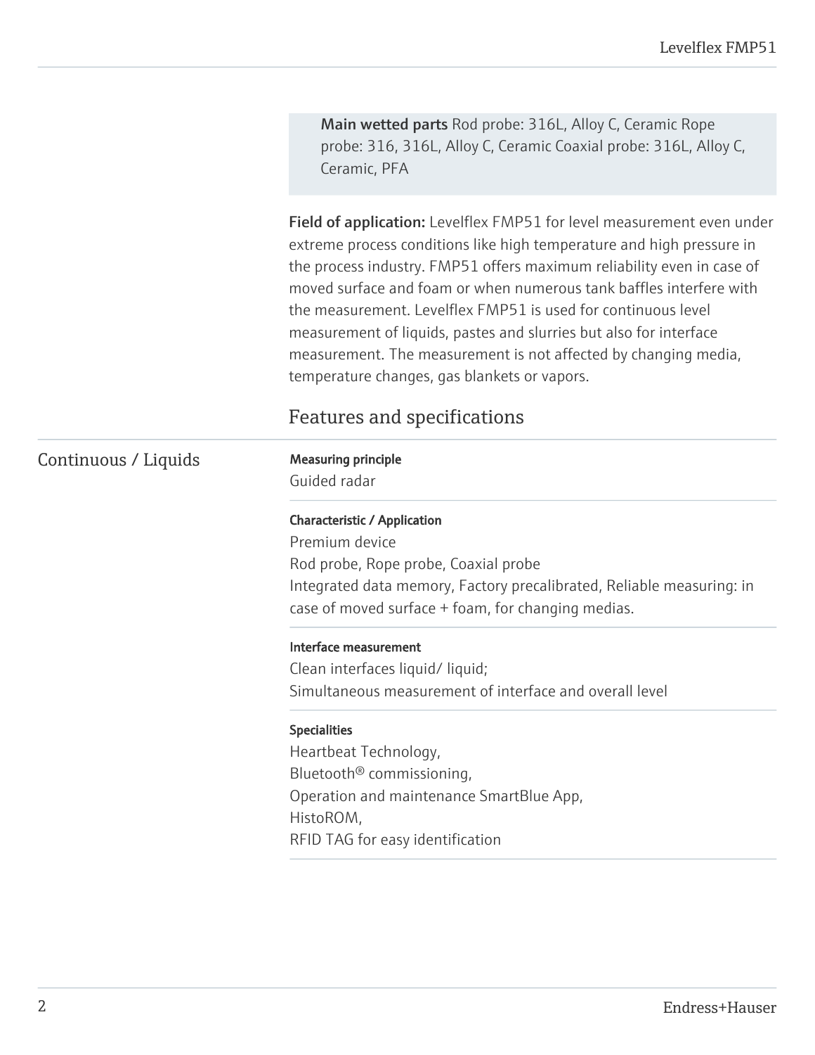**Main wetted parts** Rod probe: 316L, Alloy C, Ceramic Rope probe: 316, 316L, Alloy C, Ceramic Coaxial probe: 316L, Alloy C, Ceramic, PFA

**Field of application:** Levelflex FMP51 for level measurement even under extreme process conditions like high temperature and high pressure in the process industry. FMP51 offers maximum reliability even in case of moved surface and foam or when numerous tank baffles interfere with the measurement. Levelflex FMP51 is used for continuous level measurement of liquids, pastes and slurries but also for interface measurement. The measurement is not affected by changing media, temperature changes, gas blankets or vapors.

## Features and specifications

### Continuous / Liquids

**Measuring principle**

Guided radar

**Characteristic / Application**

Premium device
Rod probe, Rope probe, Coaxial probe
Integrated data memory, Factory precalibrated, Reliable measuring: in case of moved surface + foam, for changing medias.

**Interface measurement**

Clean interfaces liquid/ liquid;
Simultaneous measurement of interface and overall level

**Specialities**

Heartbeat Technology,
Bluetooth® commissioning,
Operation and maintenance SmartBlue App,
HistoROM,
RFID TAG for easy identification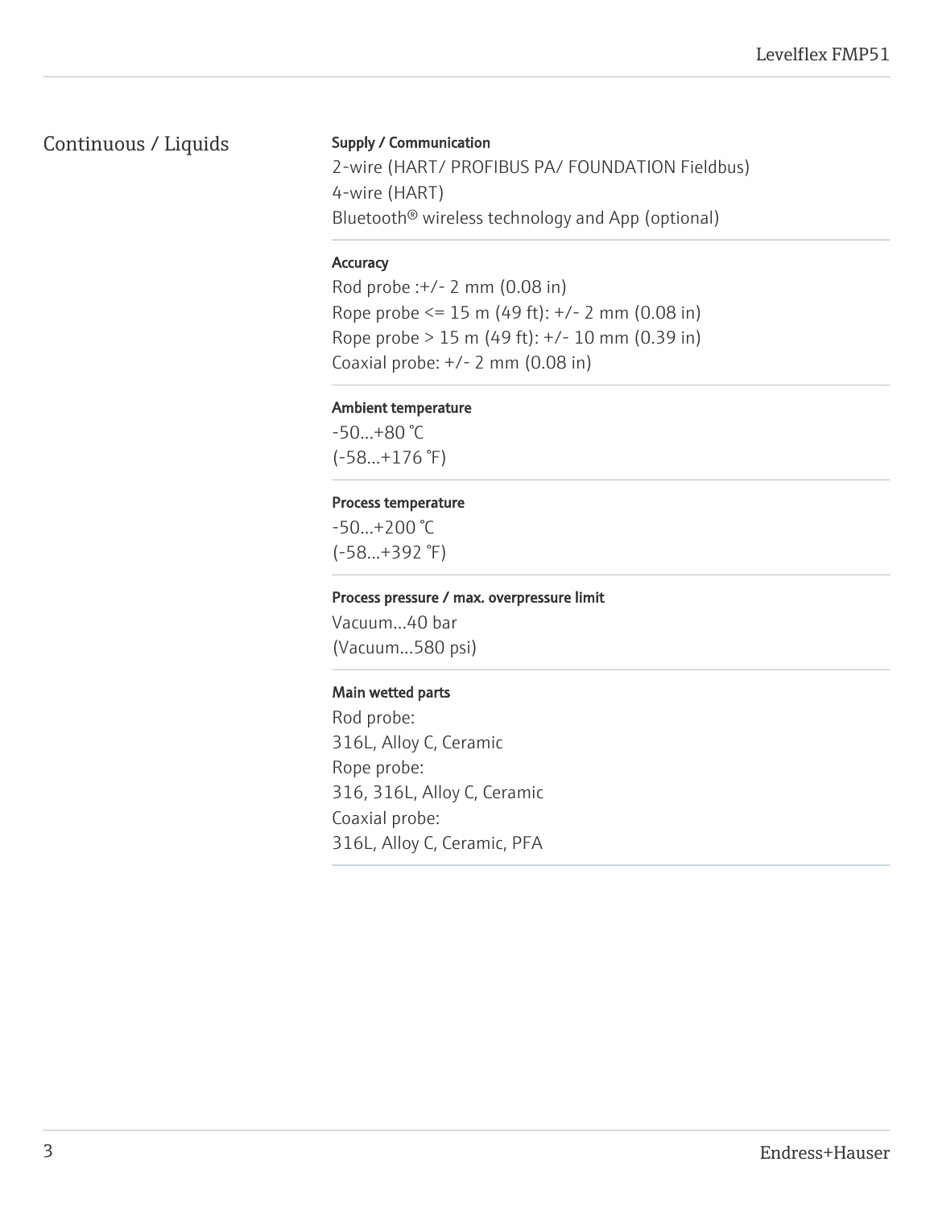## Continuous / Liquids

**Supply / Communication**

2-wire (HART/ PROFIBUS PA/ FOUNDATION Fieldbus)
4-wire (HART)
Bluetooth® wireless technology and App (optional)

**Accuracy**

Rod probe :+/- 2 mm (0.08 in)
Rope probe <= 15 m (49 ft): +/- 2 mm (0.08 in)
Rope probe > 15 m (49 ft): +/- 10 mm (0.39 in)
Coaxial probe: +/- 2 mm (0.08 in)

**Ambient temperature**

-50...+80 °C
(-58...+176 °F)

**Process temperature**

-50...+200 °C
(-58...+392 °F)

**Process pressure / max. overpressure limit**

Vacuum...40 bar
(Vacuum...580 psi)

**Main wetted parts**

Rod probe:
316L, Alloy C, Ceramic
Rope probe:
316, 316L, Alloy C, Ceramic
Coaxial probe:
316L, Alloy C, Ceramic, PFA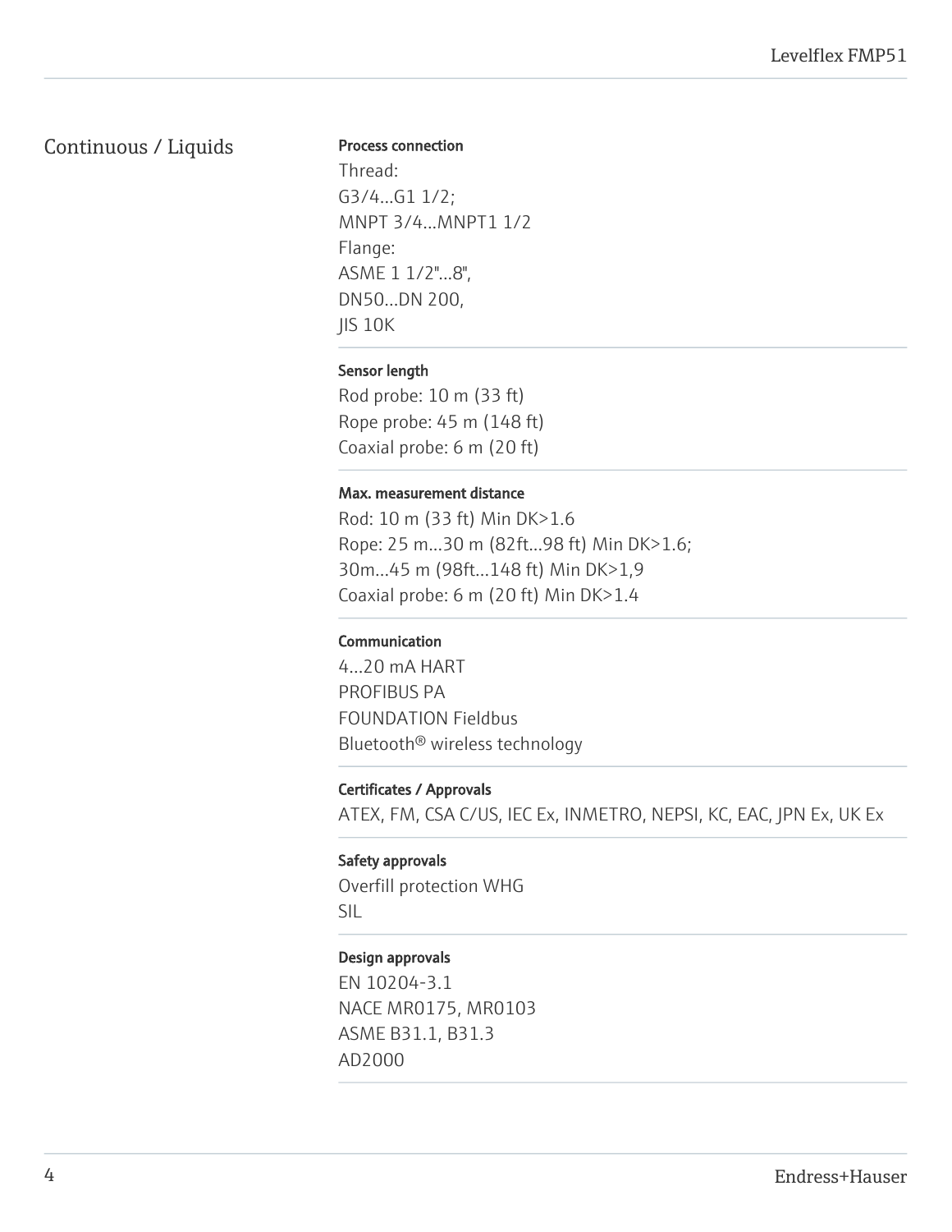## Continuous / Liquids

**Process connection**

Thread:
G3/4...G1 1/2;
MNPT 3/4...MNPT1 1/2
Flange:
ASME 1 1/2"...8",
DN50...DN 200,
JIS 10K

**Sensor length**

Rod probe: 10 m (33 ft)
Rope probe: 45 m (148 ft)
Coaxial probe: 6 m (20 ft)

**Max. measurement distance**

Rod: 10 m (33 ft) Min DK>1.6
Rope: 25 m...30 m (82ft...98 ft) Min DK>1.6;
30m...45 m (98ft...148 ft) Min DK>1,9
Coaxial probe: 6 m (20 ft) Min DK>1.4

**Communication**

4...20 mA HART
PROFIBUS PA
FOUNDATION Fieldbus
Bluetooth® wireless technology

**Certificates / Approvals**

ATEX, FM, CSA C/US, IEC Ex, INMETRO, NEPSI, KC, EAC, JPN Ex, UK Ex

**Safety approvals**

Overfill protection WHG
SIL

**Design approvals**

EN 10204-3.1
NACE MR0175, MR0103
ASME B31.1, B31.3
AD2000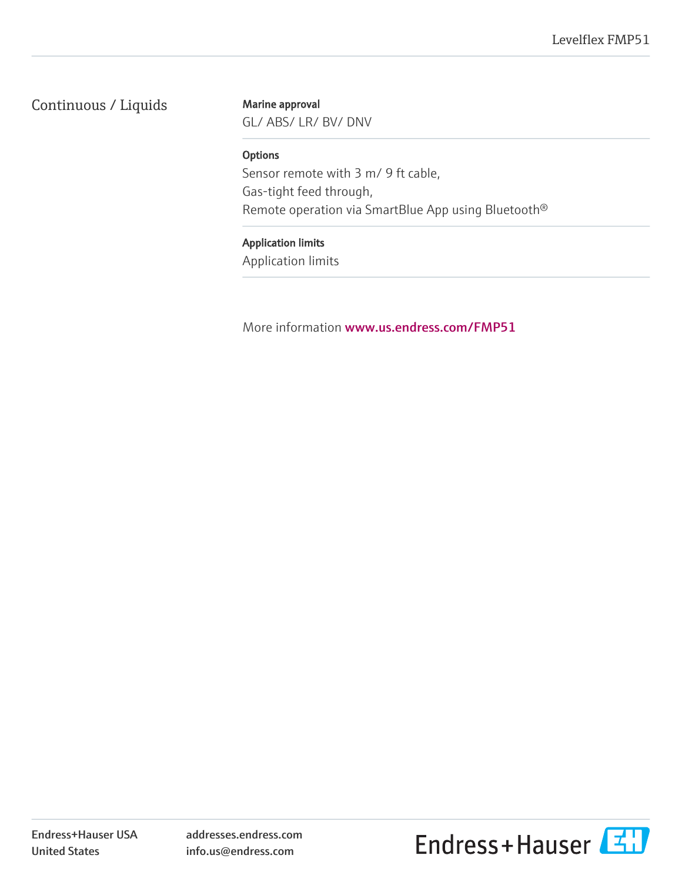Continuous / Liquids

**Marine approval**

GL/ ABS/ LR/ BV/ DNV

**Options**

Sensor remote with 3 m/ 9 ft cable,
Gas-tight feed through,
Remote operation via SmartBlue App using Bluetooth®

**Application limits**

Application limits

More information **www.us.endress.com/FMP51**

Endress+Hauser USA
United States

addresses.endress.com
info.us@endress.com

Endress+Hauser